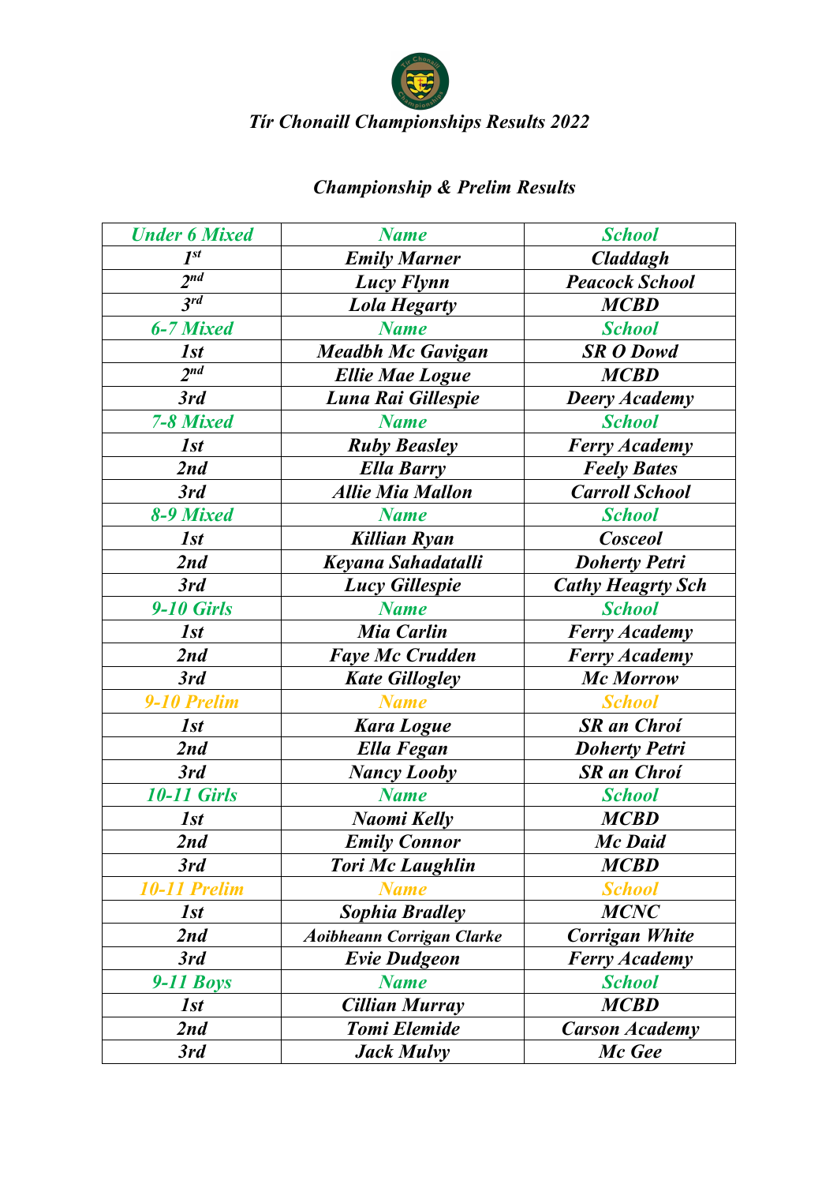# *Tír Chonaill Championships Results 2022*

## *Championship & Prelim Results*

| Under 6 Mixed | Name | School |
|---|---|---|
| 1st | Emily Marner | Claddagh |
| 2nd | Lucy Flynn | Peacock School |
| 3rd | Lola Hegarty | MCBD |
| **6-7 Mixed** | **Name** | **School** |
| 1st | Meadbh Mc Gavigan | SR O Dowd |
| 2nd | Ellie Mae Logue | MCBD |
| 3rd | Luna Rai Gillespie | Deery Academy |
| **7-8 Mixed** | **Name** | **School** |
| 1st | Ruby Beasley | Ferry Academy |
| 2nd | Ella Barry | Feely Bates |
| 3rd | Allie Mia Mallon | Carroll School |
| **8-9 Mixed** | **Name** | **School** |
| 1st | Killian Ryan | Cosceol |
| 2nd | Keyana Sahadatalli | Doherty Petri |
| 3rd | Lucy Gillespie | Cathy Heagrty Sch |
| **9-10 Girls** | **Name** | **School** |
| 1st | Mia Carlin | Ferry Academy |
| 2nd | Faye Mc Crudden | Ferry Academy |
| 3rd | Kate Gillogley | Mc Morrow |
| **9-10 Prelim** | **Name** | **School** |
| 1st | Kara Logue | SR an Chroí |
| 2nd | Ella Fegan | Doherty Petri |
| 3rd | Nancy Looby | SR an Chroí |
| **10-11 Girls** | **Name** | **School** |
| 1st | Naomi Kelly | MCBD |
| 2nd | Emily Connor | Mc Daid |
| 3rd | Tori Mc Laughlin | MCBD |
| **10-11 Prelim** | **Name** | **School** |
| 1st | Sophia Bradley | MCNC |
| 2nd | Aoibheann Corrigan Clarke | Corrigan White |
| 3rd | Evie Dudgeon | Ferry Academy |
| **9-11 Boys** | **Name** | **School** |
| 1st | Cillian Murray | MCBD |
| 2nd | Tomi Elemide | Carson Academy |
| 3rd | Jack Mulvy | Mc Gee |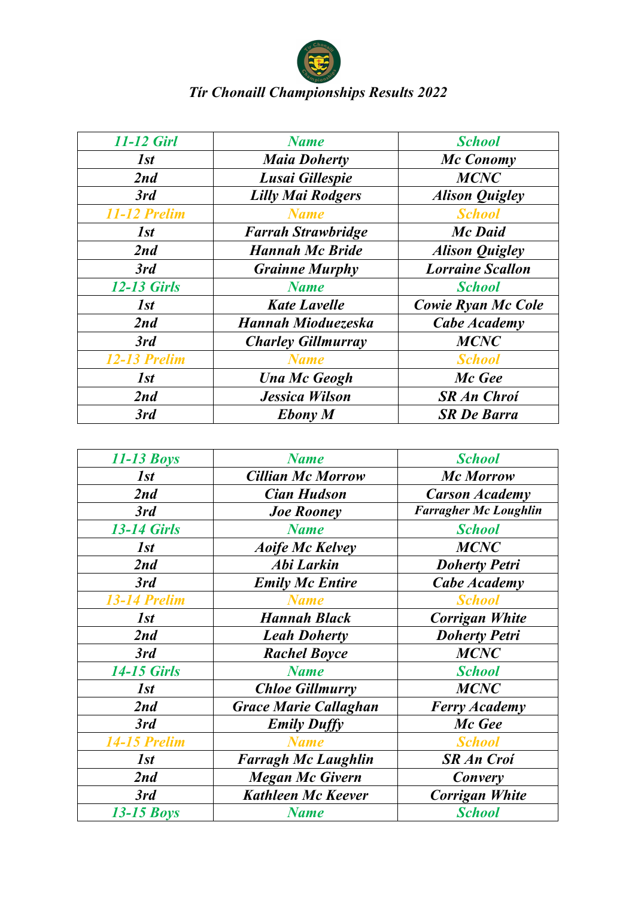# *Tír Chonaill Championships Results 2022*

| *11-12 Girl* | *Name* | *School* |
|---|---|---|
| *1st* | *Maia Doherty* | *Mc Conomy* |
| *2nd* | *Lusai Gillespie* | *MCNC* |
| *3rd* | *Lilly Mai Rodgers* | *Alison Quigley* |
| *11-12 Prelim* | *Name* | *School* |
| *1st* | *Farrah Strawbridge* | *Mc Daid* |
| *2nd* | *Hannah Mc Bride* | *Alison Quigley* |
| *3rd* | *Grainne Murphy* | *Lorraine Scallon* |
| *12-13 Girls* | *Name* | *School* |
| *1st* | *Kate Lavelle* | *Cowie Ryan Mc Cole* |
| *2nd* | *Hannah Mioduezeska* | *Cabe Academy* |
| *3rd* | *Charley Gillmurray* | *MCNC* |
| *12-13 Prelim* | *Name* | *School* |
| *1st* | *Una Mc Geogh* | *Mc Gee* |
| *2nd* | *Jessica Wilson* | *SR An Chroí* |
| *3rd* | *Ebony M* | *SR De Barra* |

| *11-13 Boys* | *Name* | *School* |
|---|---|---|
| *1st* | *Cillian Mc Morrow* | *Mc Morrow* |
| *2nd* | *Cian Hudson* | *Carson Academy* |
| *3rd* | *Joe Rooney* | *Farragher Mc Loughlin* |
| *13-14 Girls* | *Name* | *School* |
| *1st* | *Aoife Mc Kelvey* | *MCNC* |
| *2nd* | *Abi Larkin* | *Doherty Petri* |
| *3rd* | *Emily Mc Entire* | *Cabe Academy* |
| *13-14 Prelim* | *Name* | *School* |
| *1st* | *Hannah Black* | *Corrigan White* |
| *2nd* | *Leah Doherty* | *Doherty Petri* |
| *3rd* | *Rachel Boyce* | *MCNC* |
| *14-15 Girls* | *Name* | *School* |
| *1st* | *Chloe Gillmurry* | *MCNC* |
| *2nd* | *Grace Marie Callaghan* | *Ferry Academy* |
| *3rd* | *Emily Duffy* | *Mc Gee* |
| *14-15 Prelim* | *Name* | *School* |
| *1st* | *Farragh Mc Laughlin* | *SR An Croí* |
| *2nd* | *Megan Mc Givern* | *Convery* |
| *3rd* | *Kathleen Mc Keever* | *Corrigan White* |
| *13-15 Boys* | *Name* | *School* |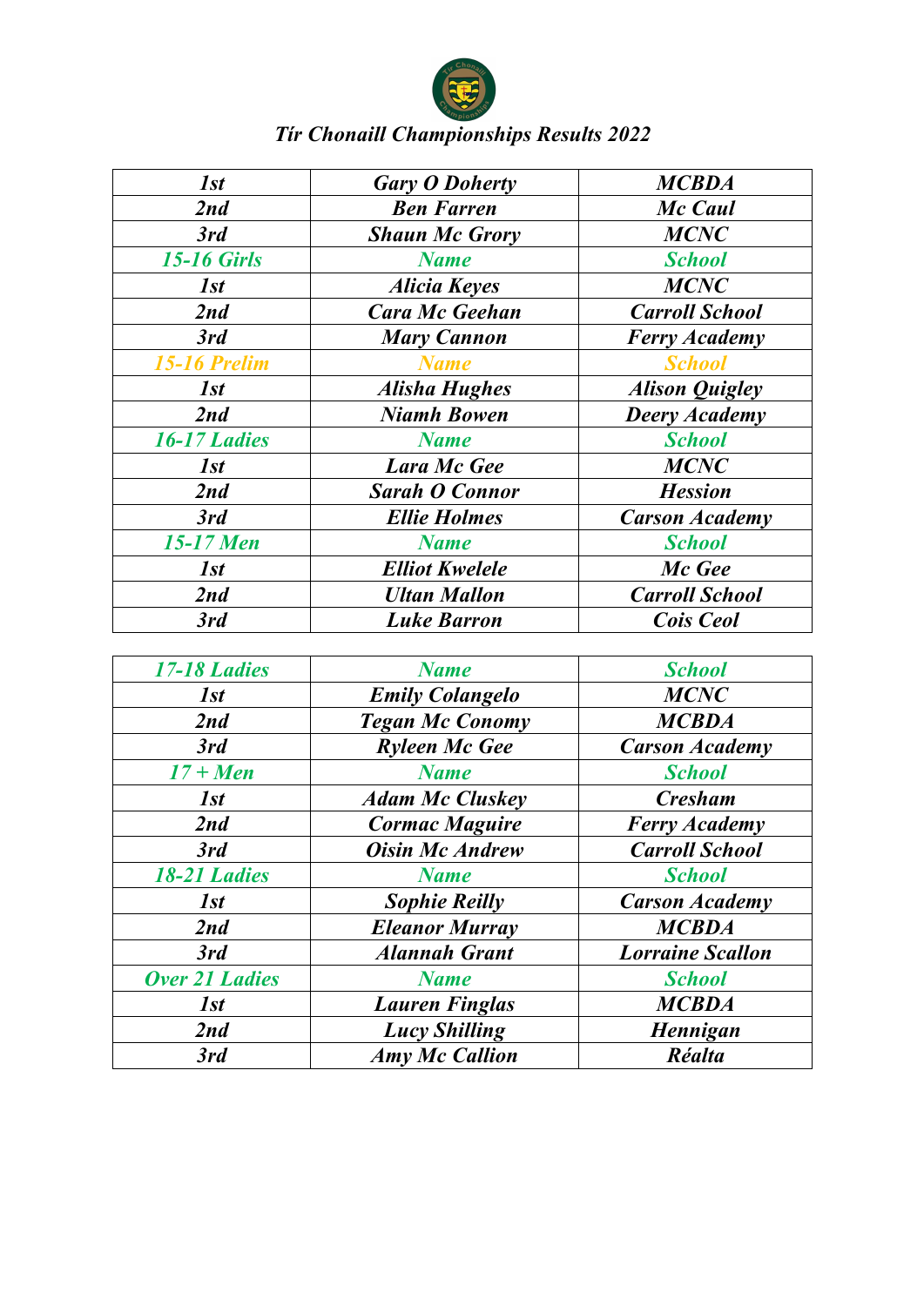*Tír Chonaill Championships Results 2022*

| *1st* | *Gary O Doherty* | *MCBDA* |
|---|---|---|
| *2nd* | *Ben Farren* | *Mc Caul* |
| *3rd* | *Shaun Mc Grory* | *MCNC* |
| *15-16 Girls* | *Name* | *School* |
| *1st* | *Alicia Keyes* | *MCNC* |
| *2nd* | *Cara Mc Geehan* | *Carroll School* |
| *3rd* | *Mary Cannon* | *Ferry Academy* |
| *15-16 Prelim* | *Name* | *School* |
| *1st* | *Alisha Hughes* | *Alison Quigley* |
| *2nd* | *Niamh Bowen* | *Deery Academy* |
| *16-17 Ladies* | *Name* | *School* |
| *1st* | *Lara Mc Gee* | *MCNC* |
| *2nd* | *Sarah O Connor* | *Hession* |
| *3rd* | *Ellie Holmes* | *Carson Academy* |
| *15-17 Men* | *Name* | *School* |
| *1st* | *Elliot Kwelele* | *Mc Gee* |
| *2nd* | *Ultan Mallon* | *Carroll School* |
| *3rd* | *Luke Barron* | *Cois Ceol* |

| *17-18 Ladies* | *Name* | *School* |
|---|---|---|
| *1st* | *Emily Colangelo* | *MCNC* |
| *2nd* | *Tegan Mc Conomy* | *MCBDA* |
| *3rd* | *Ryleen Mc Gee* | *Carson Academy* |
| *17 + Men* | *Name* | *School* |
| *1st* | *Adam Mc Cluskey* | *Cresham* |
| *2nd* | *Cormac Maguire* | *Ferry Academy* |
| *3rd* | *Oisin Mc Andrew* | *Carroll School* |
| *18-21 Ladies* | *Name* | *School* |
| *1st* | *Sophie Reilly* | *Carson Academy* |
| *2nd* | *Eleanor Murray* | *MCBDA* |
| *3rd* | *Alannah Grant* | *Lorraine Scallon* |
| *Over 21 Ladies* | *Name* | *School* |
| *1st* | *Lauren Finglas* | *MCBDA* |
| *2nd* | *Lucy Shilling* | *Hennigan* |
| *3rd* | *Amy Mc Callion* | *Réalta* |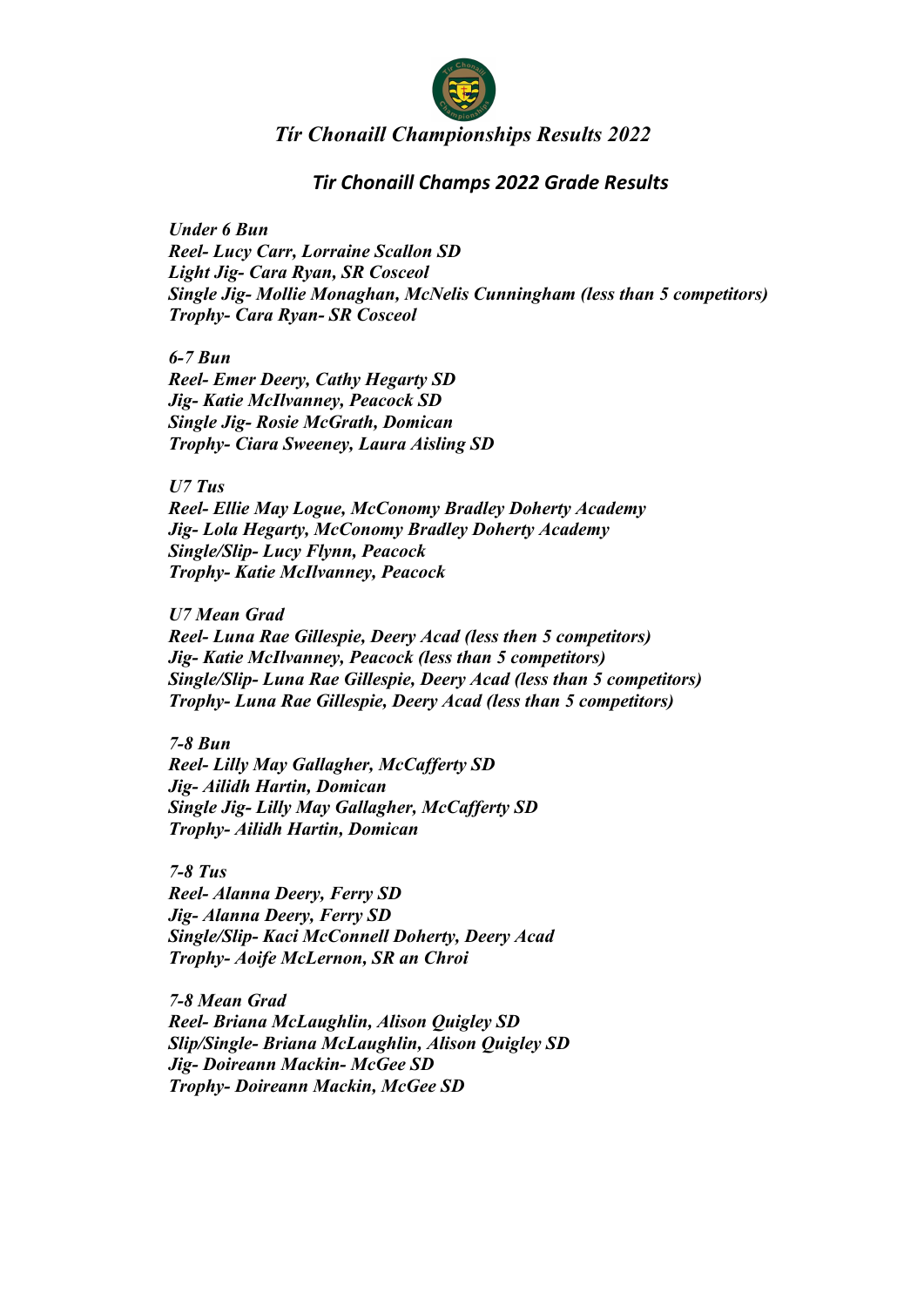# *Tír Chonaill Championships Results 2022*

## *Tir Chonaill Champs 2022 Grade Results*

***Under 6 Bun***
***Reel- Lucy Carr, Lorraine Scallon SD***
***Light Jig- Cara Ryan, SR Cosceol***
***Single Jig- Mollie Monaghan, McNelis Cunningham (less than 5 competitors)***
***Trophy- Cara Ryan- SR Cosceol***

***6-7 Bun***
***Reel- Emer Deery, Cathy Hegarty SD***
***Jig- Katie McIlvanney, Peacock SD***
***Single Jig- Rosie McGrath, Domican***
***Trophy- Ciara Sweeney, Laura Aisling SD***

***U7 Tus***
***Reel- Ellie May Logue, McConomy Bradley Doherty Academy***
***Jig- Lola Hegarty, McConomy Bradley Doherty Academy***
***Single/Slip- Lucy Flynn, Peacock***
***Trophy- Katie McIlvanney, Peacock***

***U7 Mean Grad***
***Reel- Luna Rae Gillespie, Deery Acad (less then 5 competitors)***
***Jig- Katie McIlvanney, Peacock (less than 5 competitors)***
***Single/Slip- Luna Rae Gillespie, Deery Acad (less than 5 competitors)***
***Trophy- Luna Rae Gillespie, Deery Acad (less than 5 competitors)***

***7-8 Bun***
***Reel- Lilly May Gallagher, McCafferty SD***
***Jig- Ailidh Hartin, Domican***
***Single Jig- Lilly May Gallagher, McCafferty SD***
***Trophy- Ailidh Hartin, Domican***

***7-8 Tus***
***Reel- Alanna Deery, Ferry SD***
***Jig- Alanna Deery, Ferry SD***
***Single/Slip- Kaci McConnell Doherty, Deery Acad***
***Trophy- Aoife McLernon, SR an Chroi***

***7-8 Mean Grad***
***Reel- Briana McLaughlin, Alison Quigley SD***
***Slip/Single- Briana McLaughlin, Alison Quigley SD***
***Jig- Doireann Mackin- McGee SD***
***Trophy- Doireann Mackin, McGee SD***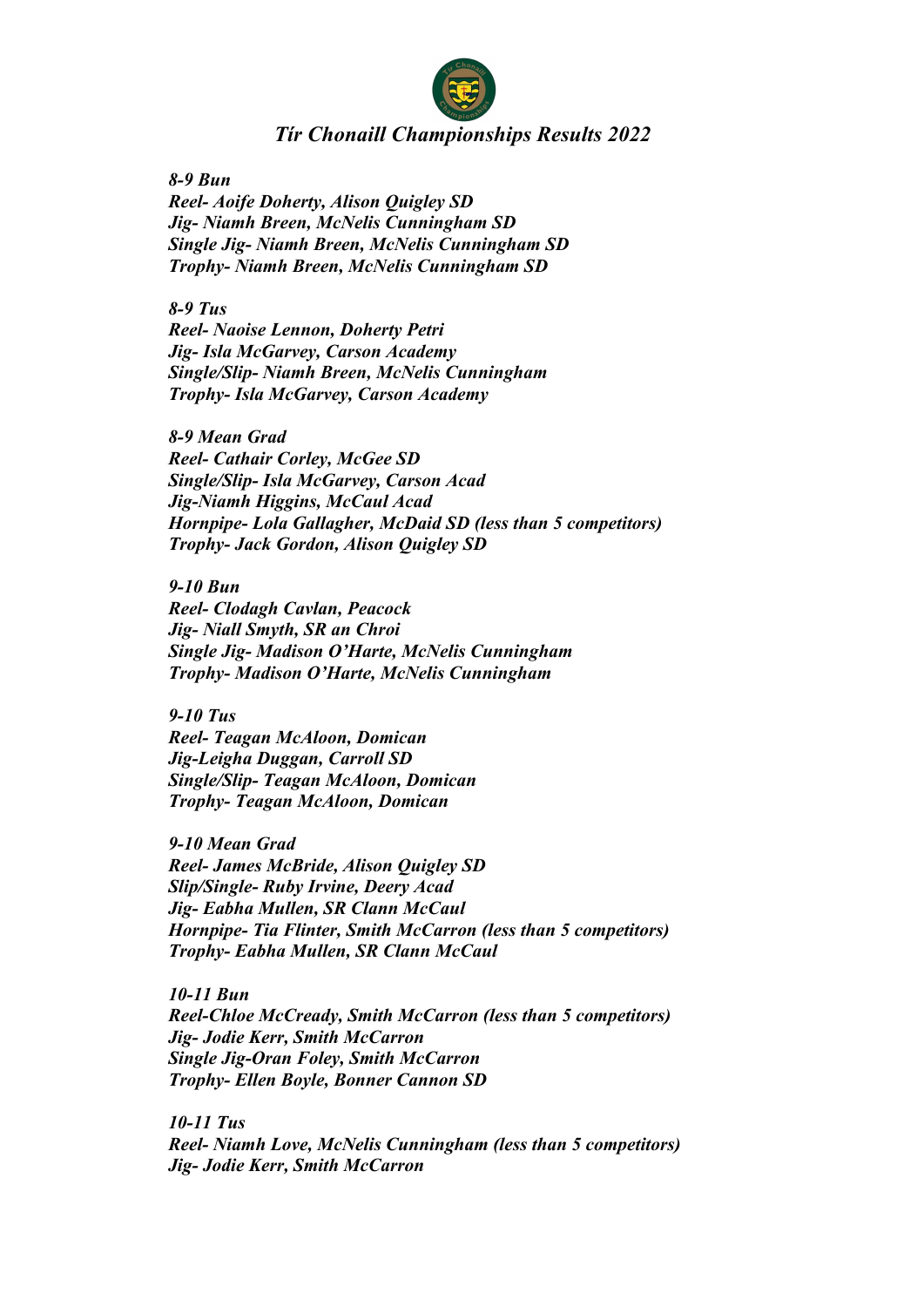## *Tír Chonaill Championships Results 2022*

***8-9 Bun***
***Reel- Aoife Doherty, Alison Quigley SD***
***Jig- Niamh Breen, McNelis Cunningham SD***
***Single Jig- Niamh Breen, McNelis Cunningham SD***
***Trophy- Niamh Breen, McNelis Cunningham SD***

***8-9 Tus***
***Reel- Naoise Lennon, Doherty Petri***
***Jig- Isla McGarvey, Carson Academy***
***Single/Slip- Niamh Breen, McNelis Cunningham***
***Trophy- Isla McGarvey, Carson Academy***

***8-9 Mean Grad***
***Reel- Cathair Corley, McGee SD***
***Single/Slip- Isla McGarvey, Carson Acad***
***Jig-Niamh Higgins, McCaul Acad***
***Hornpipe- Lola Gallagher, McDaid SD (less than 5 competitors)***
***Trophy- Jack Gordon, Alison Quigley SD***

***9-10 Bun***
***Reel- Clodagh Cavlan, Peacock***
***Jig- Niall Smyth, SR an Chroi***
***Single Jig- Madison O'Harte, McNelis Cunningham***
***Trophy- Madison O'Harte, McNelis Cunningham***

***9-10 Tus***
***Reel- Teagan McAloon, Domican***
***Jig-Leigha Duggan, Carroll SD***
***Single/Slip- Teagan McAloon, Domican***
***Trophy- Teagan McAloon, Domican***

***9-10 Mean Grad***
***Reel- James McBride, Alison Quigley SD***
***Slip/Single- Ruby Irvine, Deery Acad***
***Jig- Eabha Mullen, SR Clann McCaul***
***Hornpipe- Tia Flinter, Smith McCarron (less than 5 competitors)***
***Trophy- Eabha Mullen, SR Clann McCaul***

***10-11 Bun***
***Reel-Chloe McCready, Smith McCarron (less than 5 competitors)***
***Jig- Jodie Kerr, Smith McCarron***
***Single Jig-Oran Foley, Smith McCarron***
***Trophy- Ellen Boyle, Bonner Cannon SD***

***10-11 Tus***
***Reel- Niamh Love, McNelis Cunningham (less than 5 competitors)***
***Jig- Jodie Kerr, Smith McCarron***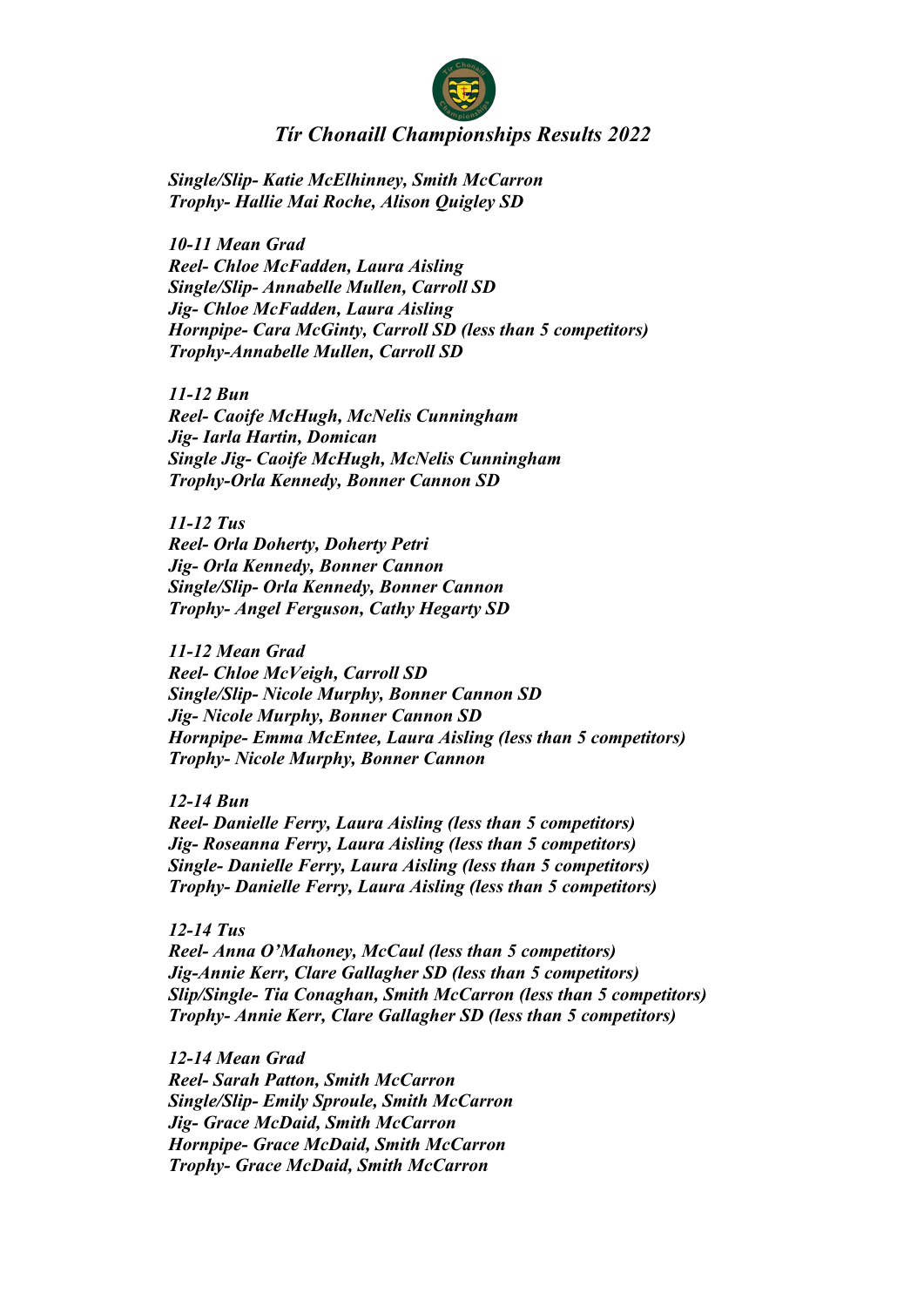*Tír Chonaill Championships Results 2022*

*Single/Slip- Katie McElhinney, Smith McCarron*
*Trophy- Hallie Mai Roche, Alison Quigley SD*

*10-11 Mean Grad*
*Reel- Chloe McFadden, Laura Aisling*
*Single/Slip- Annabelle Mullen, Carroll SD*
*Jig- Chloe McFadden, Laura Aisling*
*Hornpipe- Cara McGinty, Carroll SD (less than 5 competitors)*
*Trophy-Annabelle Mullen, Carroll SD*

*11-12 Bun*
*Reel- Caoife McHugh, McNelis Cunningham*
*Jig- Iarla Hartin, Domican*
*Single Jig- Caoife McHugh, McNelis Cunningham*
*Trophy-Orla Kennedy, Bonner Cannon SD*

*11-12 Tus*
*Reel- Orla Doherty, Doherty Petri*
*Jig- Orla Kennedy, Bonner Cannon*
*Single/Slip- Orla Kennedy, Bonner Cannon*
*Trophy- Angel Ferguson, Cathy Hegarty SD*

*11-12 Mean Grad*
*Reel- Chloe McVeigh, Carroll SD*
*Single/Slip- Nicole Murphy, Bonner Cannon SD*
*Jig- Nicole Murphy, Bonner Cannon SD*
*Hornpipe- Emma McEntee, Laura Aisling (less than 5 competitors)*
*Trophy- Nicole Murphy, Bonner Cannon*

*12-14 Bun*
*Reel- Danielle Ferry, Laura Aisling (less than 5 competitors)*
*Jig- Roseanna Ferry, Laura Aisling (less than 5 competitors)*
*Single- Danielle Ferry, Laura Aisling (less than 5 competitors)*
*Trophy- Danielle Ferry, Laura Aisling (less than 5 competitors)*

*12-14 Tus*
*Reel- Anna O'Mahoney, McCaul (less than 5 competitors)*
*Jig-Annie Kerr, Clare Gallagher SD (less than 5 competitors)*
*Slip/Single- Tia Conaghan, Smith McCarron (less than 5 competitors)*
*Trophy- Annie Kerr, Clare Gallagher SD (less than 5 competitors)*

*12-14 Mean Grad*
*Reel- Sarah Patton, Smith McCarron*
*Single/Slip- Emily Sproule, Smith McCarron*
*Jig- Grace McDaid, Smith McCarron*
*Hornpipe- Grace McDaid, Smith McCarron*
*Trophy- Grace McDaid, Smith McCarron*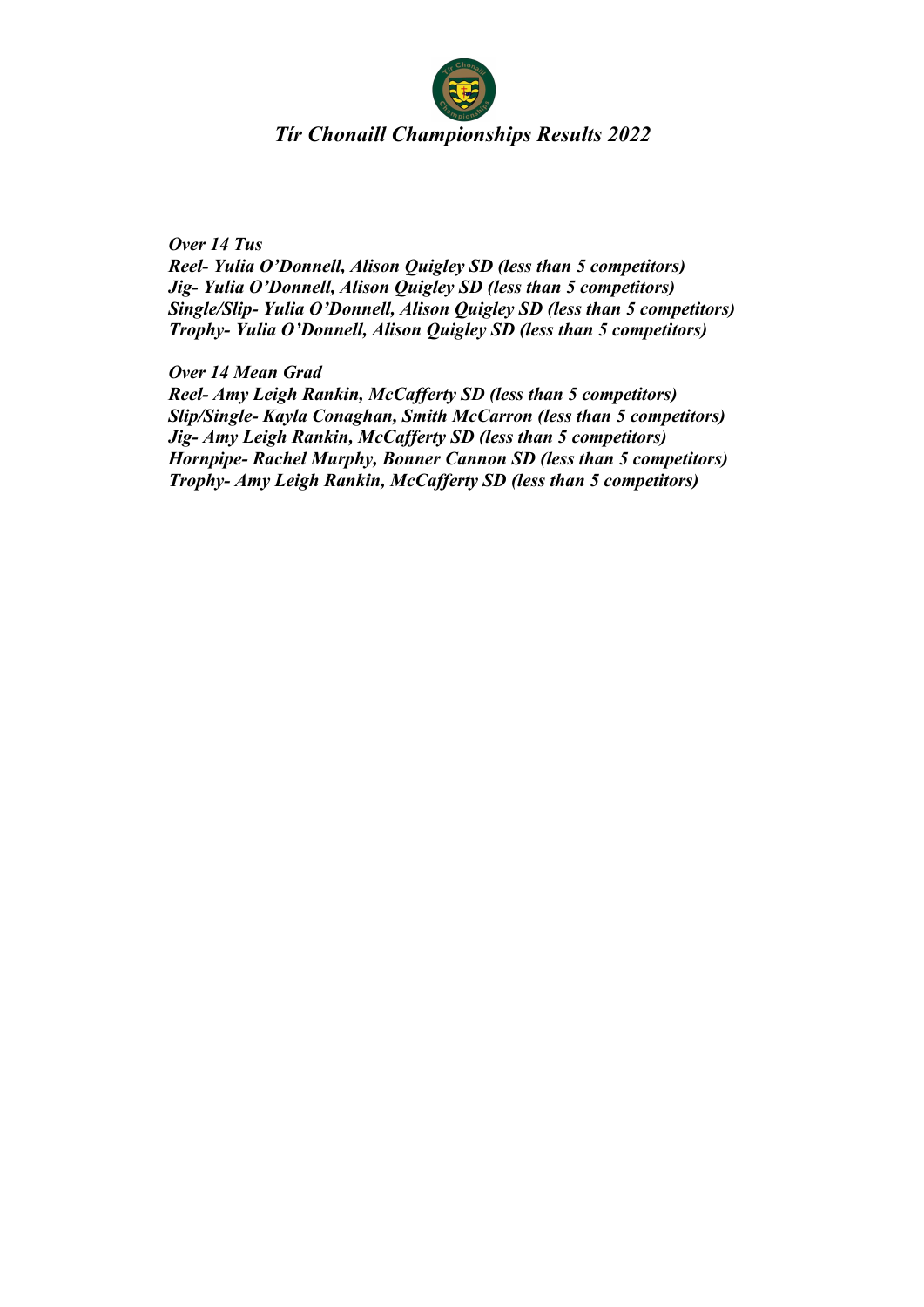***Over 14 Tus***

***Reel- Yulia O'Donnell, Alison Quigley SD (less than 5 competitors)***
***Jig- Yulia O'Donnell, Alison Quigley SD (less than 5 competitors)***
***Single/Slip- Yulia O'Donnell, Alison Quigley SD (less than 5 competitors)***
***Trophy- Yulia O'Donnell, Alison Quigley SD (less than 5 competitors)***

***Over 14 Mean Grad***

***Reel- Amy Leigh Rankin, McCafferty SD (less than 5 competitors)***
***Slip/Single- Kayla Conaghan, Smith McCarron (less than 5 competitors)***
***Jig- Amy Leigh Rankin, McCafferty SD (less than 5 competitors)***
***Hornpipe- Rachel Murphy, Bonner Cannon SD (less than 5 competitors)***
***Trophy- Amy Leigh Rankin, McCafferty SD (less than 5 competitors)***